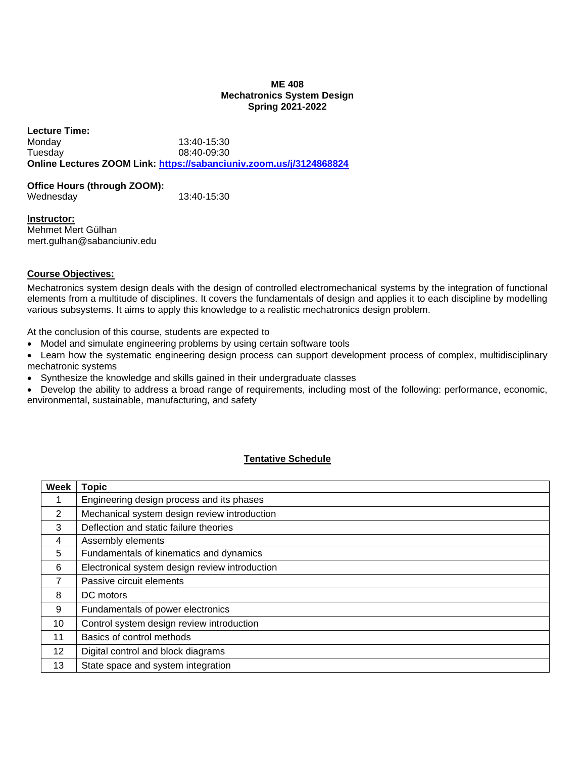# ME 408
## Mechatronics System Design
### Spring 2021-2022

**Lecture Time:**

Monday 13:40-15:30
Tuesday 08:40-09:30

**Online Lectures ZOOM Link: [https://sabanciuniv.zoom.us/j/3124868824](https://sabanciuniv.zoom.us/j/3124868824)**

**Office Hours (through ZOOM):**

Wednesday 13:40-15:30

**Instructor:**

Mehmet Mert Gülhan
mert.gulhan@sabanciuniv.edu

**Course Objectives:**

Mechatronics system design deals with the design of controlled electromechanical systems by the integration of functional elements from a multitude of disciplines. It covers the fundamentals of design and applies it to each discipline by modelling various subsystems. It aims to apply this knowledge to a realistic mechatronics design problem.

At the conclusion of this course, students are expected to

- Model and simulate engineering problems by using certain software tools
- Learn how the systematic engineering design process can support development process of complex, multidisciplinary mechatronic systems
- Synthesize the knowledge and skills gained in their undergraduate classes
- Develop the ability to address a broad range of requirements, including most of the following: performance, economic, environmental, sustainable, manufacturing, and safety

**Tentative Schedule**

| Week | Topic |
|---|---|
| 1 | Engineering design process and its phases |
| 2 | Mechanical system design review introduction |
| 3 | Deflection and static failure theories |
| 4 | Assembly elements |
| 5 | Fundamentals of kinematics and dynamics |
| 6 | Electronical system design review introduction |
| 7 | Passive circuit elements |
| 8 | DC motors |
| 9 | Fundamentals of power electronics |
| 10 | Control system design review introduction |
| 11 | Basics of control methods |
| 12 | Digital control and block diagrams |
| 13 | State space and system integration |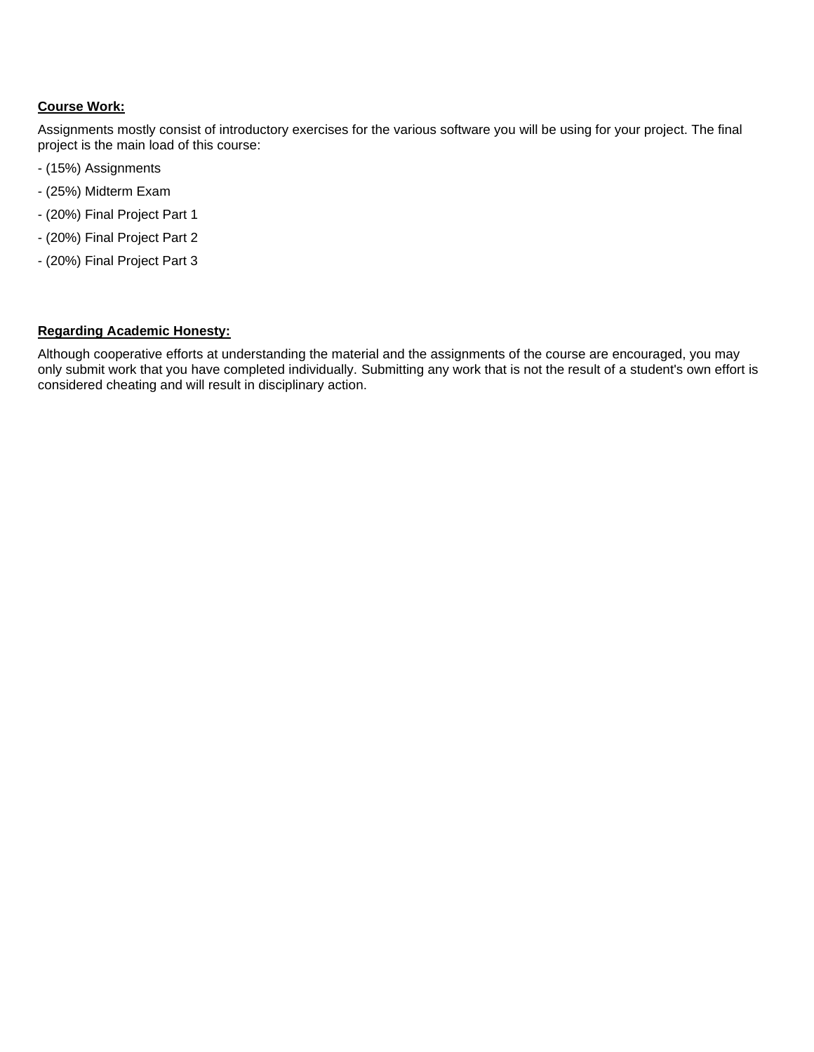**Course Work:**

Assignments mostly consist of introductory exercises for the various software you will be using for your project. The final project is the main load of this course:

- (15%) Assignments
- (25%) Midterm Exam
- (20%) Final Project Part 1
- (20%) Final Project Part 2
- (20%) Final Project Part 3

**Regarding Academic Honesty:**

Although cooperative efforts at understanding the material and the assignments of the course are encouraged, you may only submit work that you have completed individually. Submitting any work that is not the result of a student's own effort is considered cheating and will result in disciplinary action.